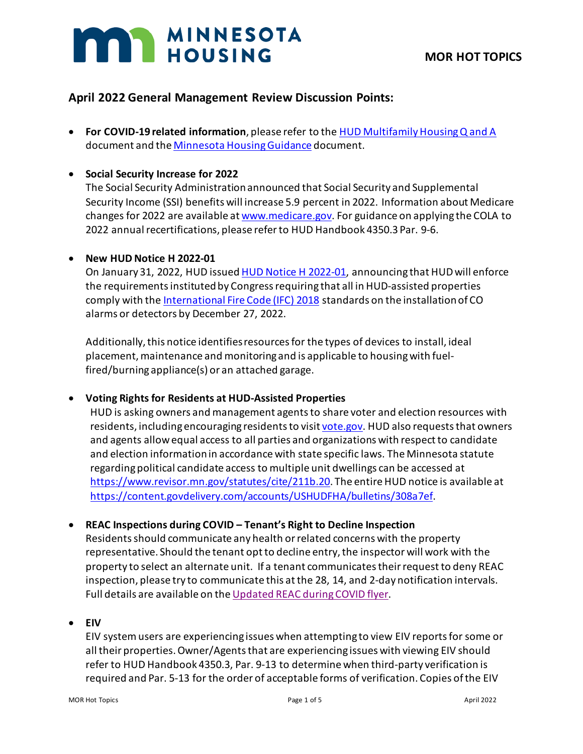# MINNESOTA HOUSING

**MOR HOT TOPICS**

## April 2022 General Management Review Discussion Points:

- **For COVID-19 related information**, please refer to the [HUD Multifamily Housing Q and A]() document and the [Minnesota Housing Guidance]() document.

- **Social Security Increase for 2022**
  The Social Security Administration announced that Social Security and Supplemental Security Income (SSI) benefits will increase 5.9 percent in 2022. Information about Medicare changes for 2022 are available at [www.medicare.gov](). For guidance on applying the COLA to 2022 annual recertifications, please refer to HUD Handbook 4350.3 Par. 9-6.

- **New HUD Notice H 2022-01**
  On January 31, 2022, HUD issued [HUD Notice H 2022-01](), announcing that HUD will enforce the requirements instituted by Congress requiring that all in HUD-assisted properties comply with the [International Fire Code (IFC) 2018]() standards on the installation of CO alarms or detectors by December 27, 2022.

  Additionally, this notice identifies resources for the types of devices to install, ideal placement, maintenance and monitoring and is applicable to housing with fuel-fired/burning appliance(s) or an attached garage.

- **Voting Rights for Residents at HUD-Assisted Properties**
  HUD is asking owners and management agents to share voter and election resources with residents, including encouraging residents to visit [vote.gov](). HUD also requests that owners and agents allow equal access to all parties and organizations with respect to candidate and election information in accordance with state specific laws. The Minnesota statute regarding political candidate access to multiple unit dwellings can be accessed at [https://www.revisor.mn.gov/statutes/cite/211b.20](). The entire HUD notice is available at [https://content.govdelivery.com/accounts/USHUDFHA/bulletins/308a7ef]().

- **REAC Inspections during COVID – Tenant's Right to Decline Inspection**
  Residents should communicate any health or related concerns with the property representative. Should the tenant opt to decline entry, the inspector will work with the property to select an alternate unit. If a tenant communicates their request to deny REAC inspection, please try to communicate this at the 28, 14, and 2-day notification intervals. Full details are available on the [Updated REAC during COVID flyer]().

- **EIV**
  EIV system users are experiencing issues when attempting to view EIV reports for some or all their properties. Owner/Agents that are experiencing issues with viewing EIV should refer to HUD Handbook 4350.3, Par. 9-13 to determine when third-party verification is required and Par. 5-13 for the order of acceptable forms of verification. Copies of the EIV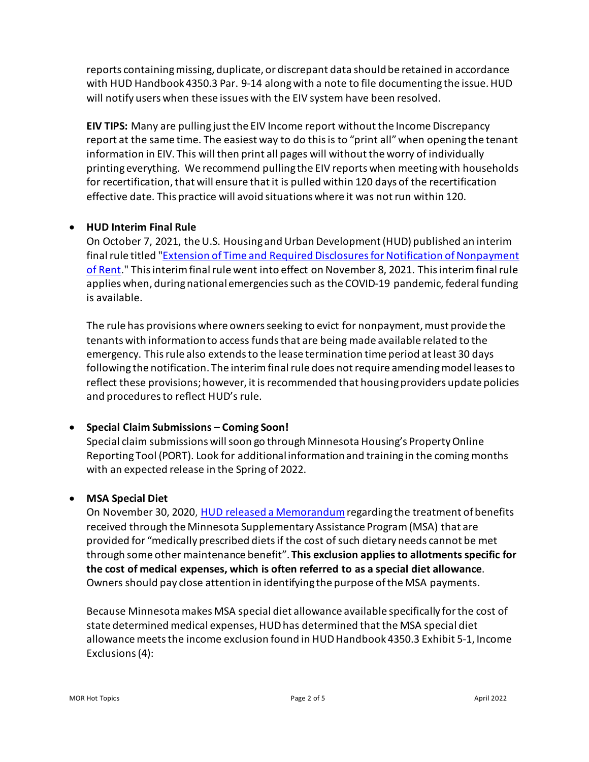reports containing missing, duplicate, or discrepant data should be retained in accordance with HUD Handbook 4350.3 Par. 9-14 along with a note to file documenting the issue. HUD will notify users when these issues with the EIV system have been resolved.

**EIV TIPS:** Many are pulling just the EIV Income report without the Income Discrepancy report at the same time. The easiest way to do this is to "print all" when opening the tenant information in EIV. This will then print all pages will without the worry of individually printing everything. We recommend pulling the EIV reports when meeting with households for recertification, that will ensure that it is pulled within 120 days of the recertification effective date. This practice will avoid situations where it was not run within 120.

- **HUD Interim Final Rule**

  On October 7, 2021, the U.S. Housing and Urban Development (HUD) published an interim final rule titled "Extension of Time and Required Disclosures for Notification of Nonpayment of Rent." This interim final rule went into effect on November 8, 2021. This interim final rule applies when, during national emergencies such as the COVID-19 pandemic, federal funding is available.

  The rule has provisions where owners seeking to evict for nonpayment, must provide the tenants with information to access funds that are being made available related to the emergency. This rule also extends to the lease termination time period at least 30 days following the notification. The interim final rule does not require amending model leases to reflect these provisions; however, it is recommended that housing providers update policies and procedures to reflect HUD's rule.

- **Special Claim Submissions – Coming Soon!**

  Special claim submissions will soon go through Minnesota Housing's Property Online Reporting Tool (PORT). Look for additional information and training in the coming months with an expected release in the Spring of 2022.

- **MSA Special Diet**

  On November 30, 2020, HUD released a Memorandum regarding the treatment of benefits received through the Minnesota Supplementary Assistance Program (MSA) that are provided for "medically prescribed diets if the cost of such dietary needs cannot be met through some other maintenance benefit". **This exclusion applies to allotments specific for the cost of medical expenses, which is often referred to as a special diet allowance**. Owners should pay close attention in identifying the purpose of the MSA payments.

  Because Minnesota makes MSA special diet allowance available specifically for the cost of state determined medical expenses, HUD has determined that the MSA special diet allowance meets the income exclusion found in HUD Handbook 4350.3 Exhibit 5-1, Income Exclusions (4):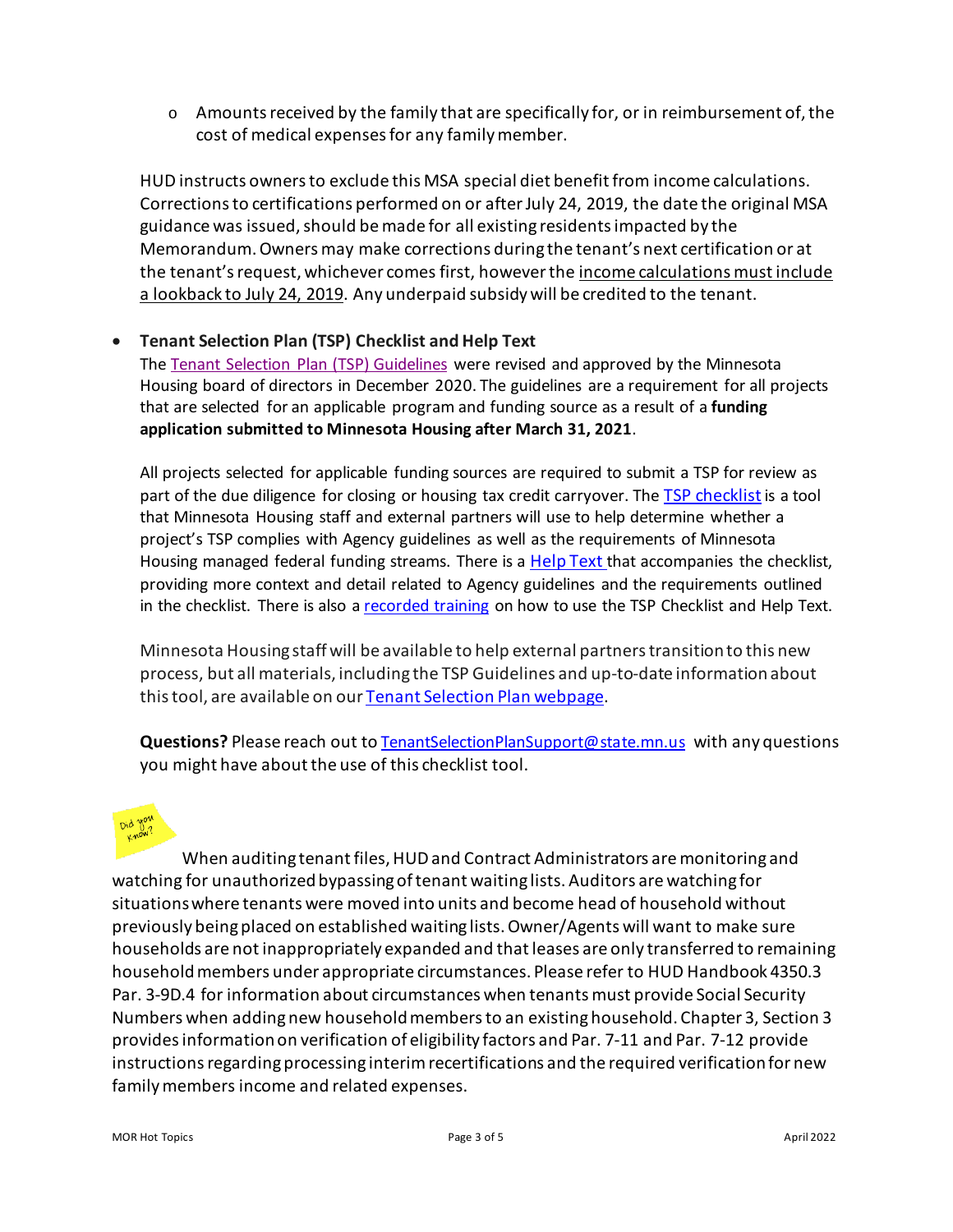- Amounts received by the family that are specifically for, or in reimbursement of, the cost of medical expenses for any family member.

HUD instructs owners to exclude this MSA special diet benefit from income calculations. Corrections to certifications performed on or after July 24, 2019, the date the original MSA guidance was issued, should be made for all existing residents impacted by the Memorandum. Owners may make corrections during the tenant's next certification or at the tenant's request, whichever comes first, however the income calculations must include a lookback to July 24, 2019. Any underpaid subsidy will be credited to the tenant.

- **Tenant Selection Plan (TSP) Checklist and Help Text**

  The Tenant Selection Plan (TSP) Guidelines were revised and approved by the Minnesota Housing board of directors in December 2020. The guidelines are a requirement for all projects that are selected for an applicable program and funding source as a result of a **funding application submitted to Minnesota Housing after March 31, 2021**.

  All projects selected for applicable funding sources are required to submit a TSP for review as part of the due diligence for closing or housing tax credit carryover. The TSP checklist is a tool that Minnesota Housing staff and external partners will use to help determine whether a project's TSP complies with Agency guidelines as well as the requirements of Minnesota Housing managed federal funding streams. There is a Help Text that accompanies the checklist, providing more context and detail related to Agency guidelines and the requirements outlined in the checklist. There is also a recorded training on how to use the TSP Checklist and Help Text.

  Minnesota Housing staff will be available to help external partners transition to this new process, but all materials, including the TSP Guidelines and up-to-date information about this tool, are available on our Tenant Selection Plan webpage.

  **Questions?** Please reach out to TenantSelectionPlanSupport@state.mn.us with any questions you might have about the use of this checklist tool.

Did you know?

When auditing tenant files, HUD and Contract Administrators are monitoring and watching for unauthorized bypassing of tenant waiting lists. Auditors are watching for situations where tenants were moved into units and become head of household without previously being placed on established waiting lists. Owner/Agents will want to make sure households are not inappropriately expanded and that leases are only transferred to remaining household members under appropriate circumstances. Please refer to HUD Handbook 4350.3 Par. 3-9D.4 for information about circumstances when tenants must provide Social Security Numbers when adding new household members to an existing household. Chapter 3, Section 3 provides information on verification of eligibility factors and Par. 7-11 and Par. 7-12 provide instructions regarding processing interim recertifications and the required verification for new family members income and related expenses.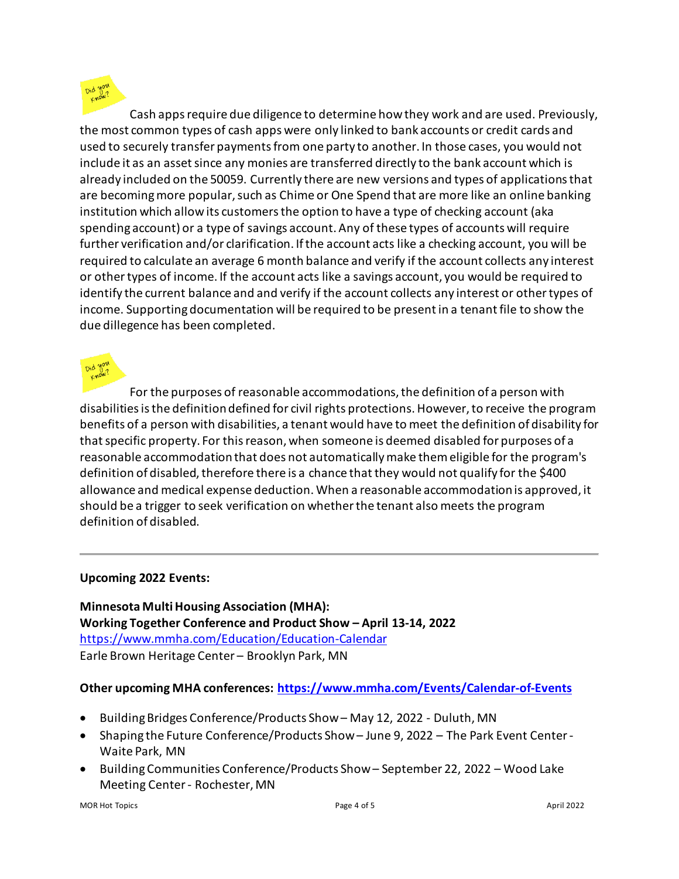Did you know?

Cash apps require due diligence to determine how they work and are used. Previously, the most common types of cash apps were only linked to bank accounts or credit cards and used to securely transfer payments from one party to another. In those cases, you would not include it as an asset since any monies are transferred directly to the bank account which is already included on the 50059. Currently there are new versions and types of applications that are becoming more popular, such as Chime or One Spend that are more like an online banking institution which allow its customers the option to have a type of checking account (aka spending account) or a type of savings account. Any of these types of accounts will require further verification and/or clarification. If the account acts like a checking account, you will be required to calculate an average 6 month balance and verify if the account collects any interest or other types of income. If the account acts like a savings account, you would be required to identify the current balance and and verify if the account collects any interest or other types of income. Supporting documentation will be required to be present in a tenant file to show the due dillegence has been completed.

Did you know?

For the purposes of reasonable accommodations, the definition of a person with disabilities is the definition defined for civil rights protections. However, to receive the program benefits of a person with disabilities, a tenant would have to meet the definition of disability for that specific property. For this reason, when someone is deemed disabled for purposes of a reasonable accommodation that does not automatically make them eligible for the program's definition of disabled, therefore there is a chance that they would not qualify for the $400 allowance and medical expense deduction. When a reasonable accommodation is approved, it should be a trigger to seek verification on whether the tenant also meets the program definition of disabled.

---

**Upcoming 2022 Events:**

**Minnesota Multi Housing Association (MHA):**
**Working Together Conference and Product Show – April 13-14, 2022**
https://www.mmha.com/Education/Education-Calendar
Earle Brown Heritage Center – Brooklyn Park, MN

**Other upcoming MHA conferences: https://www.mmha.com/Events/Calendar-of-Events**

- Building Bridges Conference/Products Show – May 12, 2022 - Duluth, MN
- Shaping the Future Conference/Products Show – June 9, 2022 – The Park Event Center - Waite Park, MN
- Building Communities Conference/Products Show – September 22, 2022 – Wood Lake Meeting Center - Rochester, MN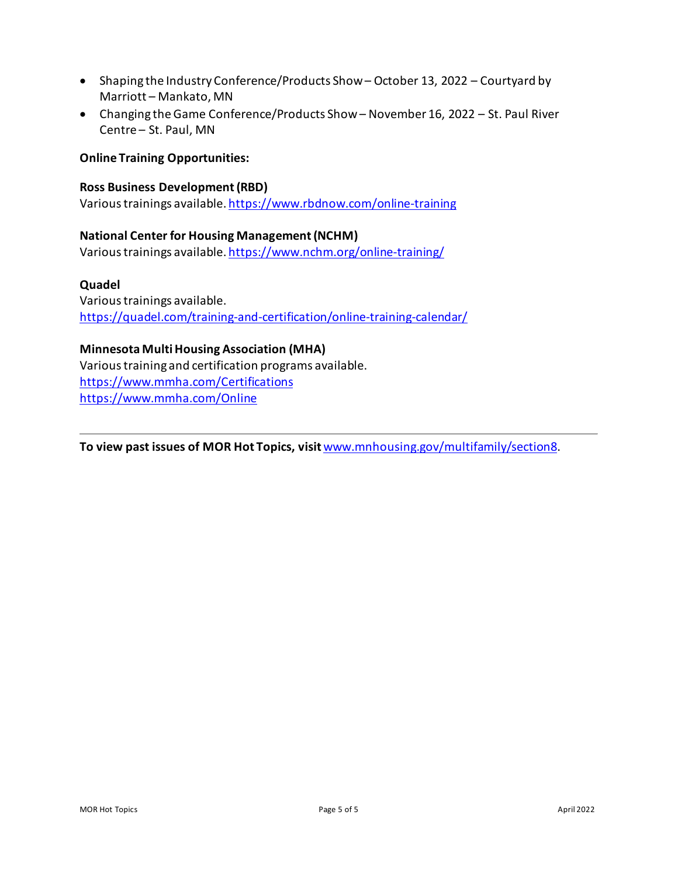- Shaping the Industry Conference/Products Show – October 13, 2022 – Courtyard by Marriott – Mankato, MN
- Changing the Game Conference/Products Show – November 16, 2022 – St. Paul River Centre – St. Paul, MN

**Online Training Opportunities:**

**Ross Business Development (RBD)**
Various trainings available. https://www.rbdnow.com/online-training

**National Center for Housing Management (NCHM)**
Various trainings available. https://www.nchm.org/online-training/

**Quadel**
Various trainings available.
https://quadel.com/training-and-certification/online-training-calendar/

**Minnesota Multi Housing Association (MHA)**
Various training and certification programs available.
https://www.mmha.com/Certifications
https://www.mmha.com/Online

---

**To view past issues of MOR Hot Topics, visit** www.mnhousing.gov/multifamily/section8.